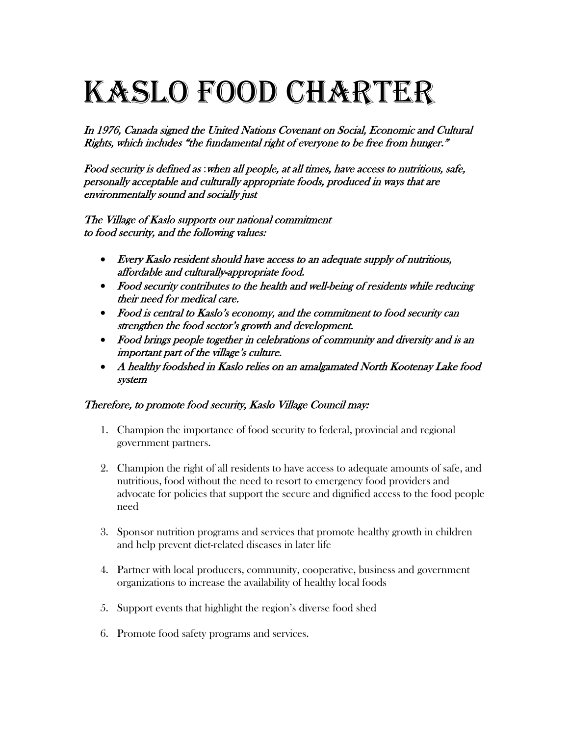# Kaslo Food Charter

*In 1976, Canada signed the United Nations Covenant on Social, Economic and Cultural Rights, which includes "the fundamental right of everyone to be free from hunger."*

*Food security is defined as :when all people, at all times, have access to nutritious, safe, personally acceptable and culturally appropriate foods, produced in ways that are environmentally sound and socially just*

*The Village of Kaslo supports our national commitment to food security, and the following values:*

- *Every Kaslo resident should have access to an adequate supply of nutritious, affordable and culturally-appropriate food.*
- *Food security contributes to the health and well-being of residents while reducing their need for medical care.*
- *Food is central to Kaslo's economy, and the commitment to food security can strengthen the food sector's growth and development.*
- *Food brings people together in celebrations of community and diversity and is an important part of the village's culture.*
- *A healthy foodshed in Kaslo relies on an amalgamated North Kootenay Lake food system*

*Therefore, to promote food security, Kaslo Village Council may:*

1. Champion the importance of food security to federal, provincial and regional government partners.

2. Champion the right of all residents to have access to adequate amounts of safe, and nutritious, food without the need to resort to emergency food providers and advocate for policies that support the secure and dignified access to the food people need

3. Sponsor nutrition programs and services that promote healthy growth in children and help prevent diet-related diseases in later life

4. Partner with local producers, community, cooperative, business and government organizations to increase the availability of healthy local foods

5. Support events that highlight the region's diverse food shed

6. Promote food safety programs and services.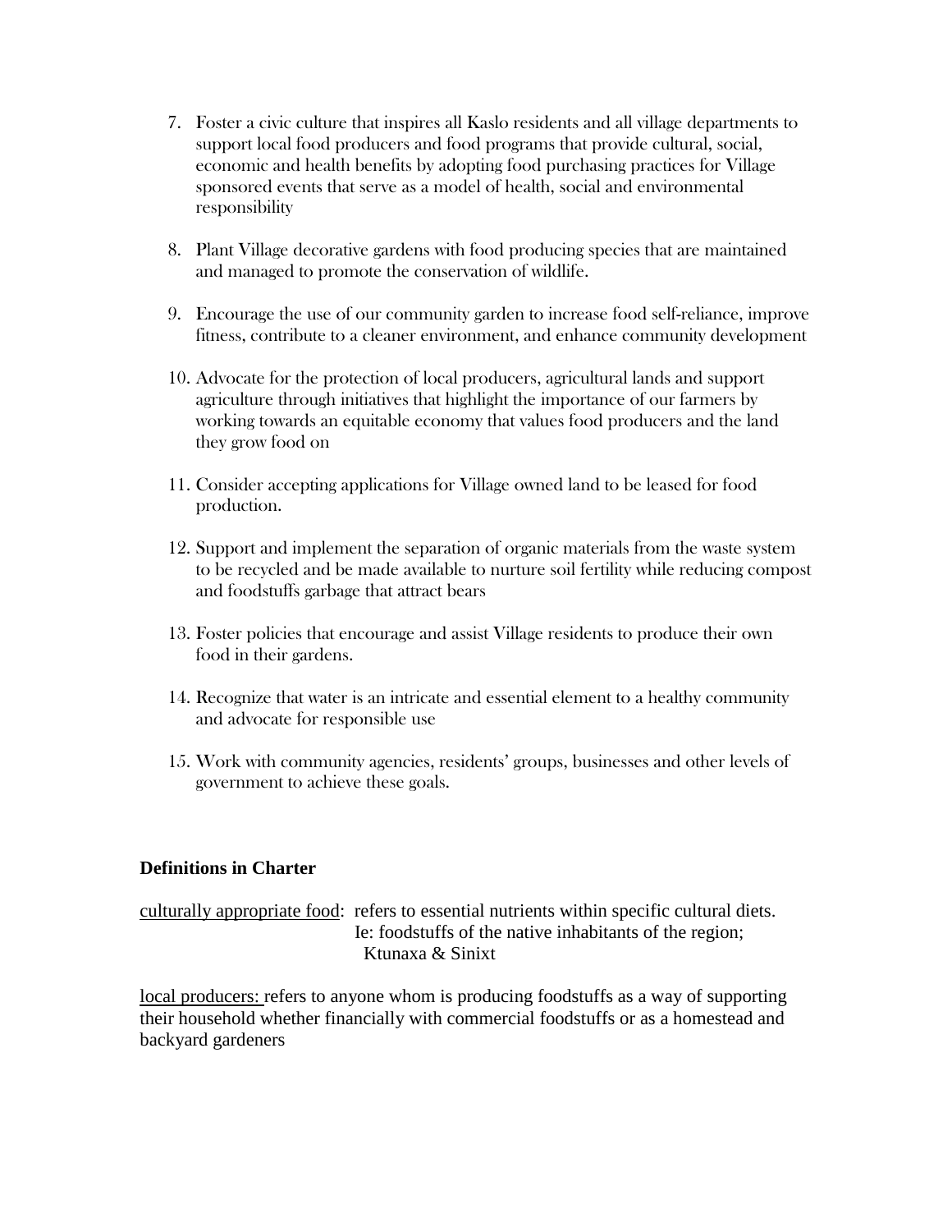7. Foster a civic culture that inspires all Kaslo residents and all village departments to support local food producers and food programs that provide cultural, social, economic and health benefits by adopting food purchasing practices for Village sponsored events that serve as a model of health, social and environmental responsibility

8. Plant Village decorative gardens with food producing species that are maintained and managed to promote the conservation of wildlife.

9. Encourage the use of our community garden to increase food self-reliance, improve fitness, contribute to a cleaner environment, and enhance community development

10. Advocate for the protection of local producers, agricultural lands and support agriculture through initiatives that highlight the importance of our farmers by working towards an equitable economy that values food producers and the land they grow food on

11. Consider accepting applications for Village owned land to be leased for food production.

12. Support and implement the separation of organic materials from the waste system to be recycled and be made available to nurture soil fertility while reducing compost and foodstuffs garbage that attract bears

13. Foster policies that encourage and assist Village residents to produce their own food in their gardens.

14. Recognize that water is an intricate and essential element to a healthy community and advocate for responsible use

15. Work with community agencies, residents' groups, businesses and other levels of government to achieve these goals.

**Definitions in Charter**

<u>culturally appropriate food</u>: refers to essential nutrients within specific cultural diets. Ie: foodstuffs of the native inhabitants of the region; Ktunaxa & Sinixt

<u>local producers:</u> refers to anyone whom is producing foodstuffs as a way of supporting their household whether financially with commercial foodstuffs or as a homestead and backyard gardeners